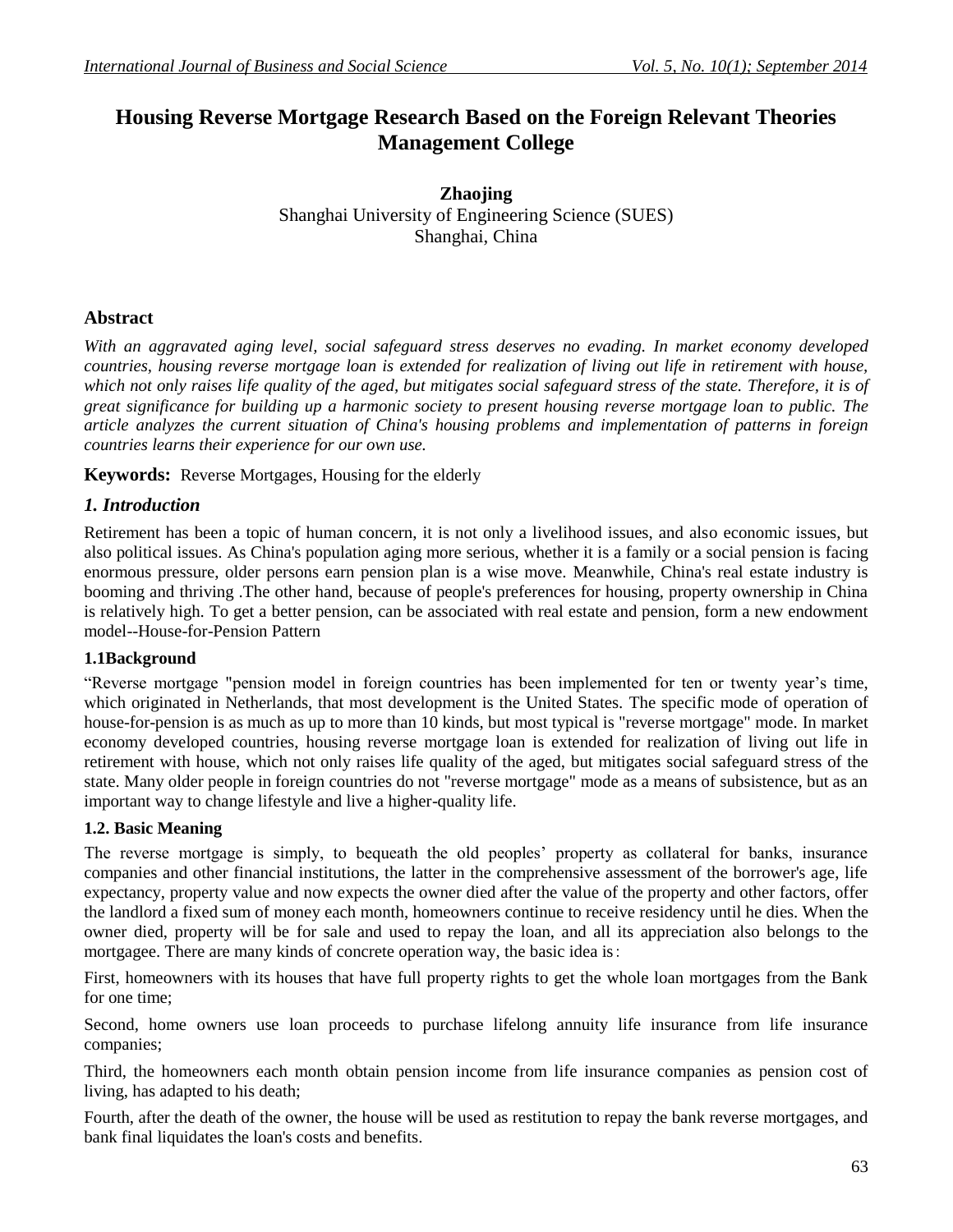# Housing Reverse Mortgage Research Based on the Foreign Relevant Theories Management College

**Zhaojing**
Shanghai University of Engineering Science (SUES)
Shanghai, China

## Abstract

*With an aggravated aging level, social safeguard stress deserves no evading. In market economy developed countries, housing reverse mortgage loan is extended for realization of living out life in retirement with house, which not only raises life quality of the aged, but mitigates social safeguard stress of the state. Therefore, it is of great significance for building up a harmonic society to present housing reverse mortgage loan to public. The article analyzes the current situation of China's housing problems and implementation of patterns in foreign countries learns their experience for our own use.*

**Keywords:** Reverse Mortgages, Housing for the elderly

## 1. Introduction

Retirement has been a topic of human concern, it is not only a livelihood issues, and also economic issues, but also political issues. As China's population aging more serious, whether it is a family or a social pension is facing enormous pressure, older persons earn pension plan is a wise move. Meanwhile, China's real estate industry is booming and thriving .The other hand, because of people's preferences for housing, property ownership in China is relatively high. To get a better pension, can be associated with real estate and pension, form a new endowment model--House-for-Pension Pattern

### 1.1Background

"Reverse mortgage "pension model in foreign countries has been implemented for ten or twenty year's time, which originated in Netherlands, that most development is the United States. The specific mode of operation of house-for-pension is as much as up to more than 10 kinds, but most typical is "reverse mortgage" mode. In market economy developed countries, housing reverse mortgage loan is extended for realization of living out life in retirement with house, which not only raises life quality of the aged, but mitigates social safeguard stress of the state. Many older people in foreign countries do not "reverse mortgage" mode as a means of subsistence, but as an important way to change lifestyle and live a higher-quality life.

### 1.2. Basic Meaning

The reverse mortgage is simply, to bequeath the old peoples' property as collateral for banks, insurance companies and other financial institutions, the latter in the comprehensive assessment of the borrower's age, life expectancy, property value and now expects the owner died after the value of the property and other factors, offer the landlord a fixed sum of money each month, homeowners continue to receive residency until he dies. When the owner died, property will be for sale and used to repay the loan, and all its appreciation also belongs to the mortgagee. There are many kinds of concrete operation way, the basic idea is：

First, homeowners with its houses that have full property rights to get the whole loan mortgages from the Bank for one time;

Second, home owners use loan proceeds to purchase lifelong annuity life insurance from life insurance companies;

Third, the homeowners each month obtain pension income from life insurance companies as pension cost of living, has adapted to his death;

Fourth, after the death of the owner, the house will be used as restitution to repay the bank reverse mortgages, and bank final liquidates the loan's costs and benefits.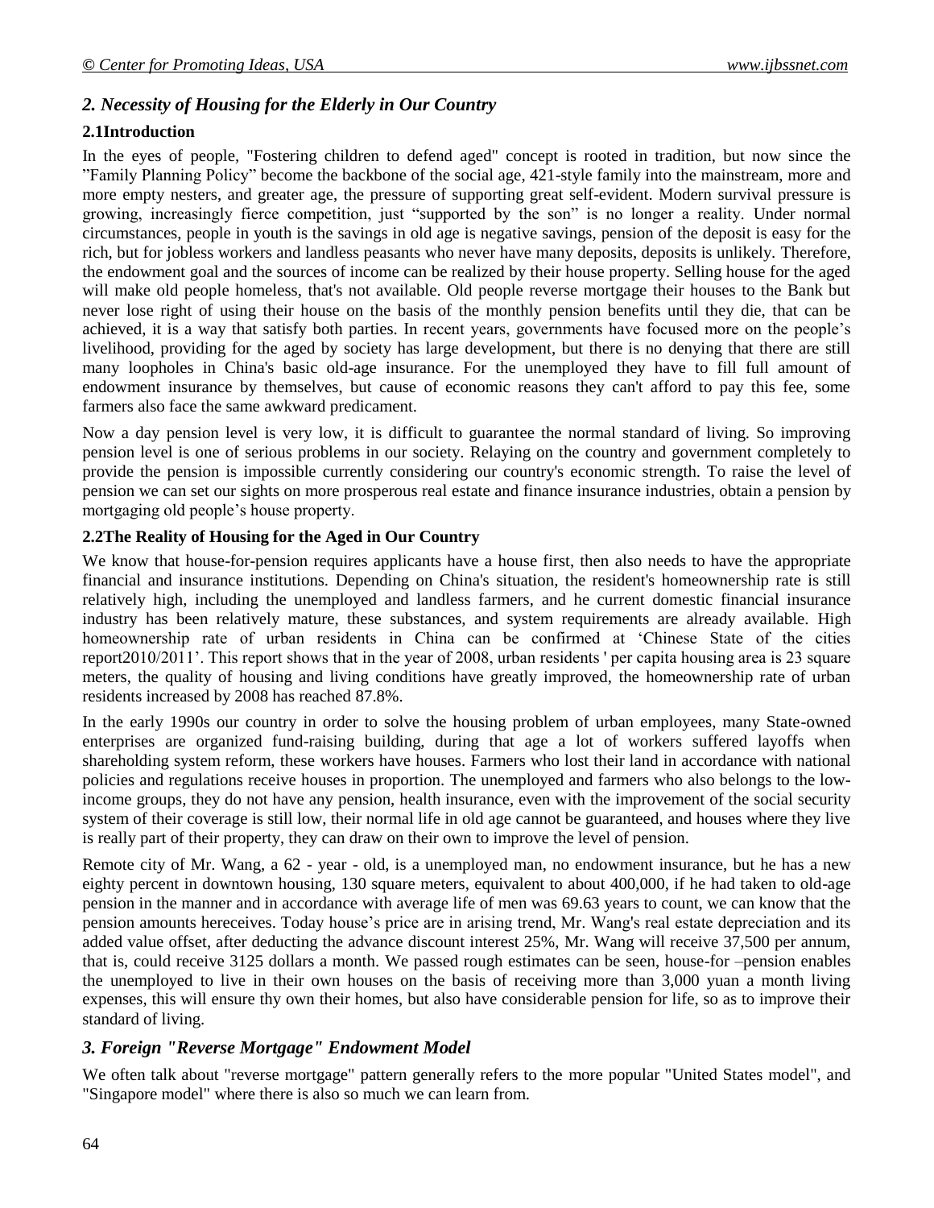## *2. Necessity of Housing for the Elderly in Our Country*

### 2.1Introduction

In the eyes of people, "Fostering children to defend aged" concept is rooted in tradition, but now since the "Family Planning Policy" become the backbone of the social age, 421-style family into the mainstream, more and more empty nesters, and greater age, the pressure of supporting great self-evident. Modern survival pressure is growing, increasingly fierce competition, just "supported by the son" is no longer a reality. Under normal circumstances, people in youth is the savings in old age is negative savings, pension of the deposit is easy for the rich, but for jobless workers and landless peasants who never have many deposits, deposits is unlikely. Therefore, the endowment goal and the sources of income can be realized by their house property. Selling house for the aged will make old people homeless, that's not available. Old people reverse mortgage their houses to the Bank but never lose right of using their house on the basis of the monthly pension benefits until they die, that can be achieved, it is a way that satisfy both parties. In recent years, governments have focused more on the people's livelihood, providing for the aged by society has large development, but there is no denying that there are still many loopholes in China's basic old-age insurance. For the unemployed they have to fill full amount of endowment insurance by themselves, but cause of economic reasons they can't afford to pay this fee, some farmers also face the same awkward predicament.

Now a day pension level is very low, it is difficult to guarantee the normal standard of living. So improving pension level is one of serious problems in our society. Relaying on the country and government completely to provide the pension is impossible currently considering our country's economic strength. To raise the level of pension we can set our sights on more prosperous real estate and finance insurance industries, obtain a pension by mortgaging old people's house property.

### 2.2The Reality of Housing for the Aged in Our Country

We know that house-for-pension requires applicants have a house first, then also needs to have the appropriate financial and insurance institutions. Depending on China's situation, the resident's homeownership rate is still relatively high, including the unemployed and landless farmers, and he current domestic financial insurance industry has been relatively mature, these substances, and system requirements are already available. High homeownership rate of urban residents in China can be confirmed at 'Chinese State of the cities report2010/2011'. This report shows that in the year of 2008, urban residents ' per capita housing area is 23 square meters, the quality of housing and living conditions have greatly improved, the homeownership rate of urban residents increased by 2008 has reached 87.8%.

In the early 1990s our country in order to solve the housing problem of urban employees, many State-owned enterprises are organized fund-raising building, during that age a lot of workers suffered layoffs when shareholding system reform, these workers have houses. Farmers who lost their land in accordance with national policies and regulations receive houses in proportion. The unemployed and farmers who also belongs to the low-income groups, they do not have any pension, health insurance, even with the improvement of the social security system of their coverage is still low, their normal life in old age cannot be guaranteed, and houses where they live is really part of their property, they can draw on their own to improve the level of pension.

Remote city of Mr. Wang, a 62 - year - old, is a unemployed man, no endowment insurance, but he has a new eighty percent in downtown housing, 130 square meters, equivalent to about 400,000, if he had taken to old-age pension in the manner and in accordance with average life of men was 69.63 years to count, we can know that the pension amounts hereceives. Today house's price are in arising trend, Mr. Wang's real estate depreciation and its added value offset, after deducting the advance discount interest 25%, Mr. Wang will receive 37,500 per annum, that is, could receive 3125 dollars a month. We passed rough estimates can be seen, house-for –pension enables the unemployed to live in their own houses on the basis of receiving more than 3,000 yuan a month living expenses, this will ensure thy own their homes, but also have considerable pension for life, so as to improve their standard of living.

## *3. Foreign "Reverse Mortgage" Endowment Model*

We often talk about "reverse mortgage" pattern generally refers to the more popular "United States model", and "Singapore model" where there is also so much we can learn from.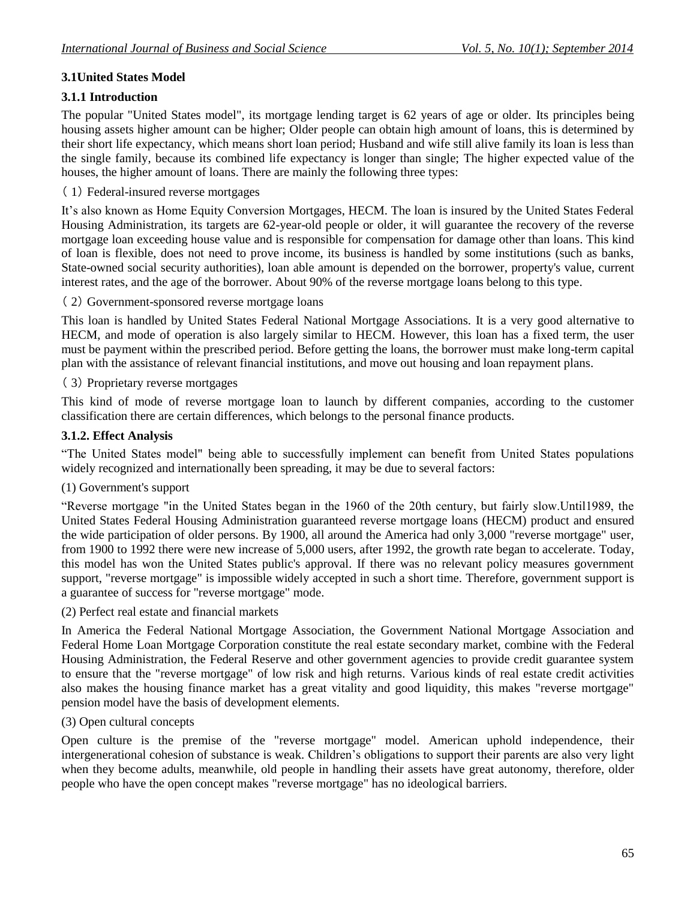### 3.1United States Model

#### 3.1.1 Introduction

The popular "United States model", its mortgage lending target is 62 years of age or older. Its principles being housing assets higher amount can be higher; Older people can obtain high amount of loans, this is determined by their short life expectancy, which means short loan period; Husband and wife still alive family its loan is less than the single family, because its combined life expectancy is longer than single; The higher expected value of the houses, the higher amount of loans. There are mainly the following three types:

（1）Federal-insured reverse mortgages

It's also known as Home Equity Conversion Mortgages, HECM. The loan is insured by the United States Federal Housing Administration, its targets are 62-year-old people or older, it will guarantee the recovery of the reverse mortgage loan exceeding house value and is responsible for compensation for damage other than loans. This kind of loan is flexible, does not need to prove income, its business is handled by some institutions (such as banks, State-owned social security authorities), loan able amount is depended on the borrower, property's value, current interest rates, and the age of the borrower. About 90% of the reverse mortgage loans belong to this type.

（2）Government-sponsored reverse mortgage loans

This loan is handled by United States Federal National Mortgage Associations. It is a very good alternative to HECM, and mode of operation is also largely similar to HECM. However, this loan has a fixed term, the user must be payment within the prescribed period. Before getting the loans, the borrower must make long-term capital plan with the assistance of relevant financial institutions, and move out housing and loan repayment plans.

（3）Proprietary reverse mortgages

This kind of mode of reverse mortgage loan to launch by different companies, according to the customer classification there are certain differences, which belongs to the personal finance products.

#### 3.1.2. Effect Analysis

"The United States model" being able to successfully implement can benefit from United States populations widely recognized and internationally been spreading, it may be due to several factors:

(1) Government's support

"Reverse mortgage "in the United States began in the 1960 of the 20th century, but fairly slow.Until1989, the United States Federal Housing Administration guaranteed reverse mortgage loans (HECM) product and ensured the wide participation of older persons. By 1900, all around the America had only 3,000 "reverse mortgage" user, from 1900 to 1992 there were new increase of 5,000 users, after 1992, the growth rate began to accelerate. Today, this model has won the United States public's approval. If there was no relevant policy measures government support, "reverse mortgage" is impossible widely accepted in such a short time. Therefore, government support is a guarantee of success for "reverse mortgage" mode.

(2) Perfect real estate and financial markets

In America the Federal National Mortgage Association, the Government National Mortgage Association and Federal Home Loan Mortgage Corporation constitute the real estate secondary market, combine with the Federal Housing Administration, the Federal Reserve and other government agencies to provide credit guarantee system to ensure that the "reverse mortgage" of low risk and high returns. Various kinds of real estate credit activities also makes the housing finance market has a great vitality and good liquidity, this makes "reverse mortgage" pension model have the basis of development elements.

(3) Open cultural concepts

Open culture is the premise of the "reverse mortgage" model. American uphold independence, their intergenerational cohesion of substance is weak. Children's obligations to support their parents are also very light when they become adults, meanwhile, old people in handling their assets have great autonomy, therefore, older people who have the open concept makes "reverse mortgage" has no ideological barriers.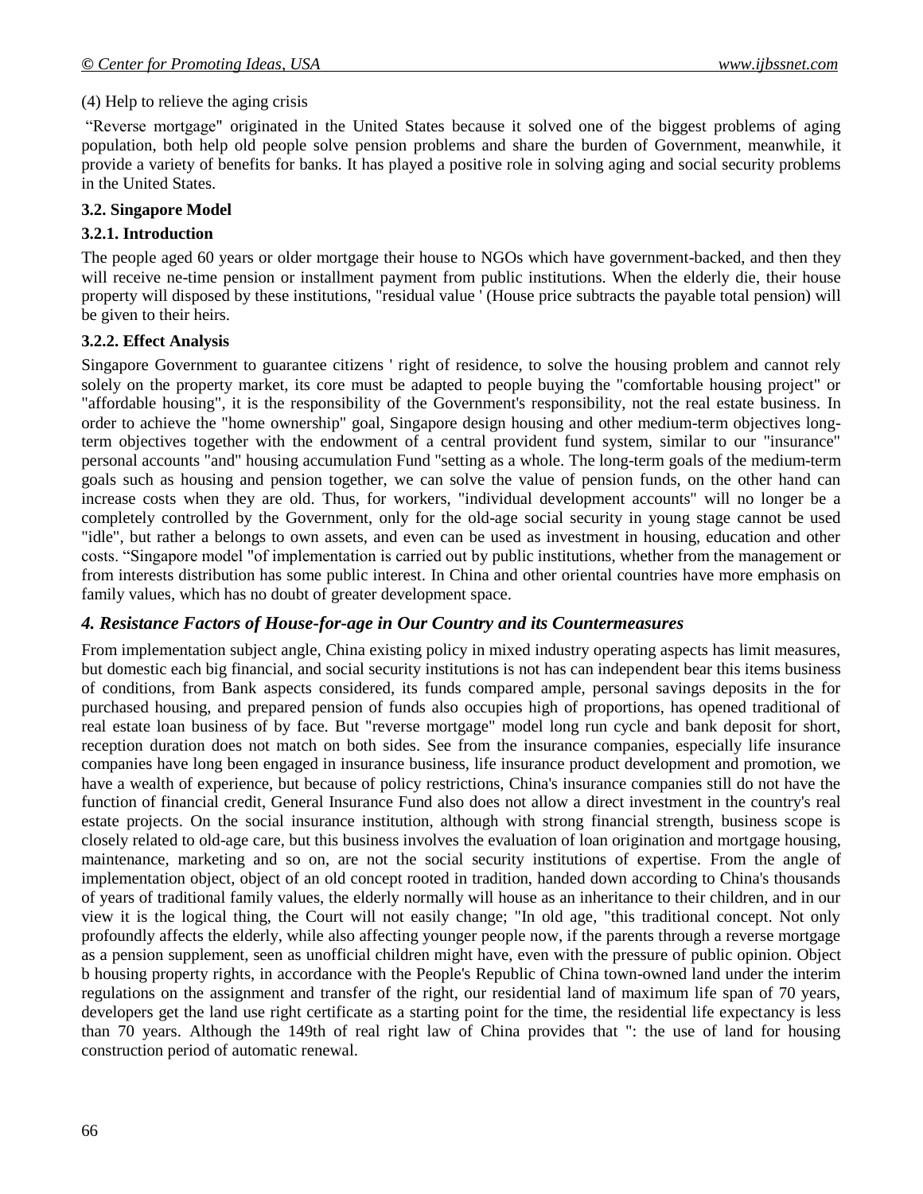(4) Help to relieve the aging crisis

"Reverse mortgage" originated in the United States because it solved one of the biggest problems of aging population, both help old people solve pension problems and share the burden of Government, meanwhile, it provide a variety of benefits for banks. It has played a positive role in solving aging and social security problems in the United States.

### 3.2. Singapore Model

#### 3.2.1. Introduction

The people aged 60 years or older mortgage their house to NGOs which have government-backed, and then they will receive ne-time pension or installment payment from public institutions. When the elderly die, their house property will disposed by these institutions, "residual value ' (House price subtracts the payable total pension) will be given to their heirs.

#### 3.2.2. Effect Analysis

Singapore Government to guarantee citizens ' right of residence, to solve the housing problem and cannot rely solely on the property market, its core must be adapted to people buying the "comfortable housing project" or "affordable housing", it is the responsibility of the Government's responsibility, not the real estate business. In order to achieve the "home ownership" goal, Singapore design housing and other medium-term objectives long-term objectives together with the endowment of a central provident fund system, similar to our "insurance" personal accounts "and" housing accumulation Fund "setting as a whole. The long-term goals of the medium-term goals such as housing and pension together, we can solve the value of pension funds, on the other hand can increase costs when they are old. Thus, for workers, "individual development accounts" will no longer be a completely controlled by the Government, only for the old-age social security in young stage cannot be used "idle", but rather a belongs to own assets, and even can be used as investment in housing, education and other costs. "Singapore model "of implementation is carried out by public institutions, whether from the management or from interests distribution has some public interest. In China and other oriental countries have more emphasis on family values, which has no doubt of greater development space.

## *4. Resistance Factors of House-for-age in Our Country and its Countermeasures*

From implementation subject angle, China existing policy in mixed industry operating aspects has limit measures, but domestic each big financial, and social security institutions is not has can independent bear this items business of conditions, from Bank aspects considered, its funds compared ample, personal savings deposits in the for purchased housing, and prepared pension of funds also occupies high of proportions, has opened traditional of real estate loan business of by face. But "reverse mortgage" model long run cycle and bank deposit for short, reception duration does not match on both sides. See from the insurance companies, especially life insurance companies have long been engaged in insurance business, life insurance product development and promotion, we have a wealth of experience, but because of policy restrictions, China's insurance companies still do not have the function of financial credit, General Insurance Fund also does not allow a direct investment in the country's real estate projects. On the social insurance institution, although with strong financial strength, business scope is closely related to old-age care, but this business involves the evaluation of loan origination and mortgage housing, maintenance, marketing and so on, are not the social security institutions of expertise. From the angle of implementation object, object of an old concept rooted in tradition, handed down according to China's thousands of years of traditional family values, the elderly normally will house as an inheritance to their children, and in our view it is the logical thing, the Court will not easily change; "In old age, "this traditional concept. Not only profoundly affects the elderly, while also affecting younger people now, if the parents through a reverse mortgage as a pension supplement, seen as unofficial children might have, even with the pressure of public opinion. Object b housing property rights, in accordance with the People's Republic of China town-owned land under the interim regulations on the assignment and transfer of the right, our residential land of maximum life span of 70 years, developers get the land use right certificate as a starting point for the time, the residential life expectancy is less than 70 years. Although the 149th of real right law of China provides that ": the use of land for housing construction period of automatic renewal.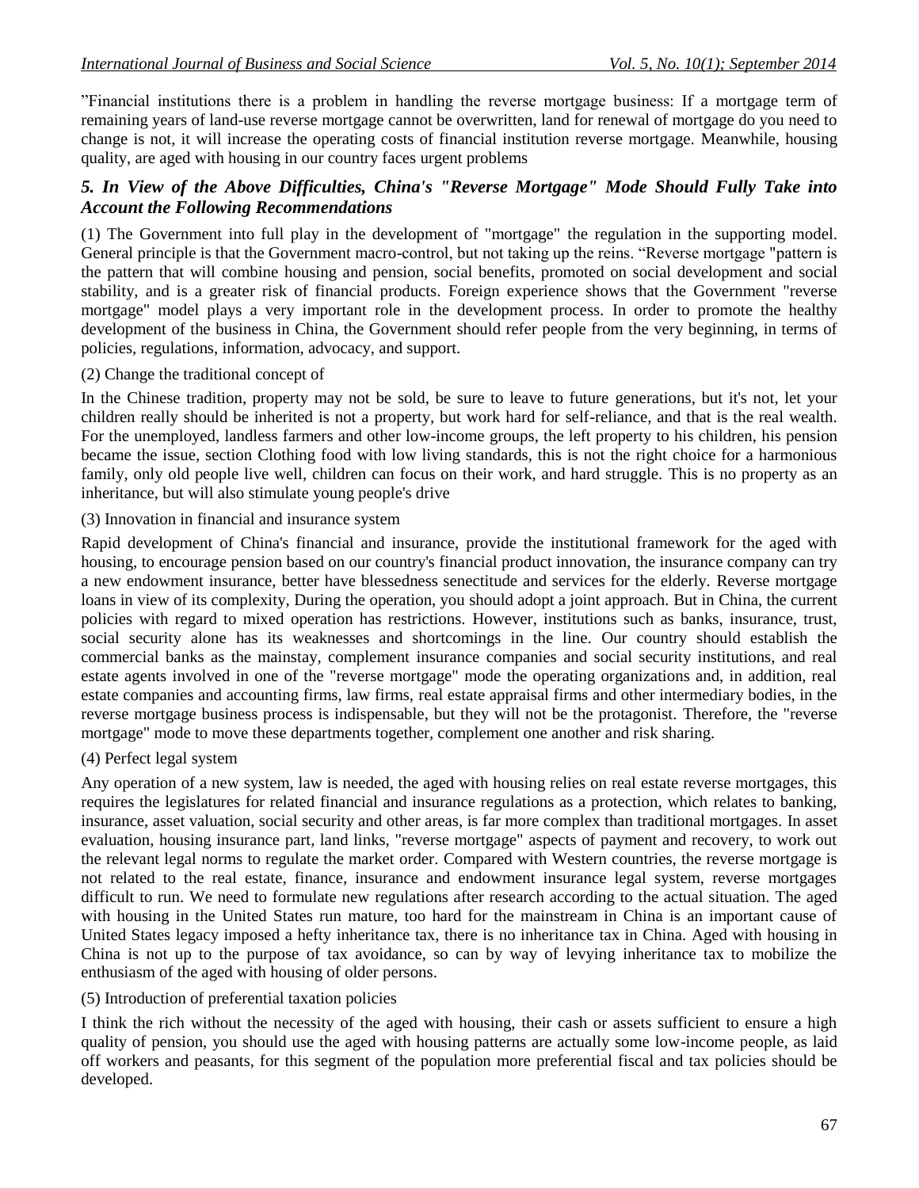”Financial institutions there is a problem in handling the reverse mortgage business: If a mortgage term of remaining years of land-use reverse mortgage cannot be overwritten, land for renewal of mortgage do you need to change is not, it will increase the operating costs of financial institution reverse mortgage. Meanwhile, housing quality, are aged with housing in our country faces urgent problems

### *5. In View of the Above Difficulties, China's "Reverse Mortgage" Mode Should Fully Take into Account the Following Recommendations*

(1) The Government into full play in the development of "mortgage" the regulation in the supporting model. General principle is that the Government macro-control, but not taking up the reins. “Reverse mortgage "pattern is the pattern that will combine housing and pension, social benefits, promoted on social development and social stability, and is a greater risk of financial products. Foreign experience shows that the Government "reverse mortgage" model plays a very important role in the development process. In order to promote the healthy development of the business in China, the Government should refer people from the very beginning, in terms of policies, regulations, information, advocacy, and support.

(2) Change the traditional concept of

In the Chinese tradition, property may not be sold, be sure to leave to future generations, but it's not, let your children really should be inherited is not a property, but work hard for self-reliance, and that is the real wealth. For the unemployed, landless farmers and other low-income groups, the left property to his children, his pension became the issue, section Clothing food with low living standards, this is not the right choice for a harmonious family, only old people live well, children can focus on their work, and hard struggle. This is no property as an inheritance, but will also stimulate young people's drive

(3) Innovation in financial and insurance system

Rapid development of China's financial and insurance, provide the institutional framework for the aged with housing, to encourage pension based on our country's financial product innovation, the insurance company can try a new endowment insurance, better have blessedness senectitude and services for the elderly. Reverse mortgage loans in view of its complexity, During the operation, you should adopt a joint approach. But in China, the current policies with regard to mixed operation has restrictions. However, institutions such as banks, insurance, trust, social security alone has its weaknesses and shortcomings in the line. Our country should establish the commercial banks as the mainstay, complement insurance companies and social security institutions, and real estate agents involved in one of the "reverse mortgage" mode the operating organizations and, in addition, real estate companies and accounting firms, law firms, real estate appraisal firms and other intermediary bodies, in the reverse mortgage business process is indispensable, but they will not be the protagonist. Therefore, the "reverse mortgage" mode to move these departments together, complement one another and risk sharing.

(4) Perfect legal system

Any operation of a new system, law is needed, the aged with housing relies on real estate reverse mortgages, this requires the legislatures for related financial and insurance regulations as a protection, which relates to banking, insurance, asset valuation, social security and other areas, is far more complex than traditional mortgages. In asset evaluation, housing insurance part, land links, "reverse mortgage" aspects of payment and recovery, to work out the relevant legal norms to regulate the market order. Compared with Western countries, the reverse mortgage is not related to the real estate, finance, insurance and endowment insurance legal system, reverse mortgages difficult to run. We need to formulate new regulations after research according to the actual situation. The aged with housing in the United States run mature, too hard for the mainstream in China is an important cause of United States legacy imposed a hefty inheritance tax, there is no inheritance tax in China. Aged with housing in China is not up to the purpose of tax avoidance, so can by way of levying inheritance tax to mobilize the enthusiasm of the aged with housing of older persons.

(5) Introduction of preferential taxation policies

I think the rich without the necessity of the aged with housing, their cash or assets sufficient to ensure a high quality of pension, you should use the aged with housing patterns are actually some low-income people, as laid off workers and peasants, for this segment of the population more preferential fiscal and tax policies should be developed.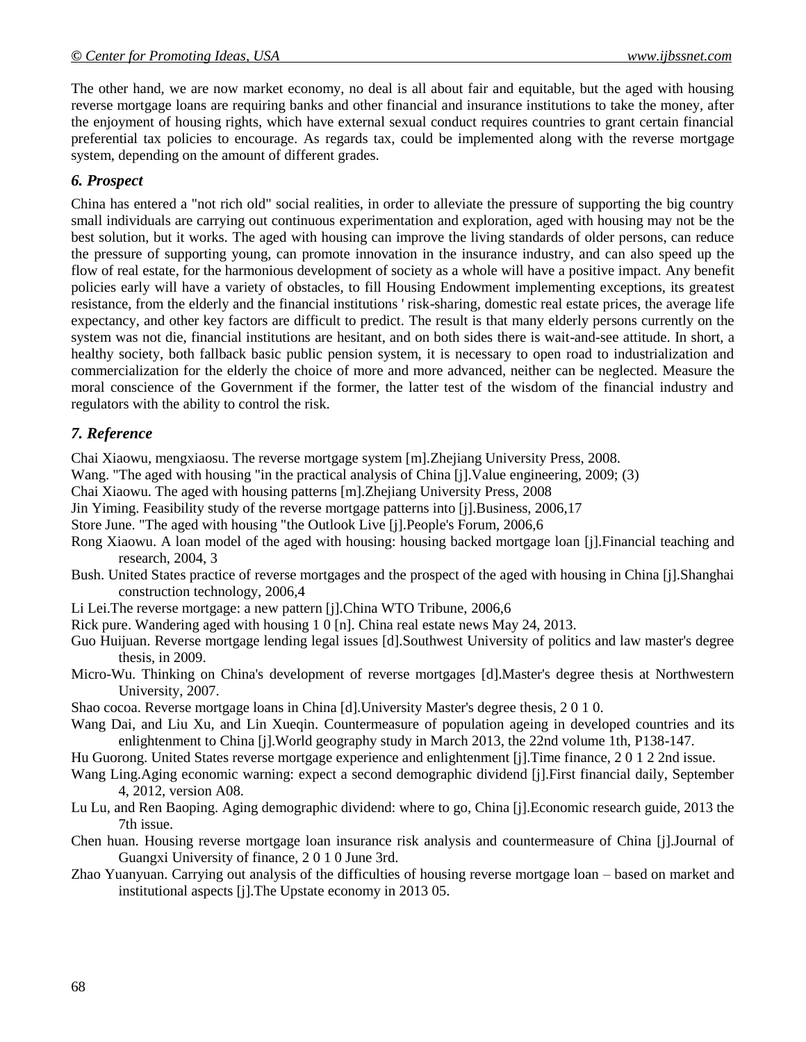The other hand, we are now market economy, no deal is all about fair and equitable, but the aged with housing reverse mortgage loans are requiring banks and other financial and insurance institutions to take the money, after the enjoyment of housing rights, which have external sexual conduct requires countries to grant certain financial preferential tax policies to encourage. As regards tax, could be implemented along with the reverse mortgage system, depending on the amount of different grades.

### *6. Prospect*

China has entered a "not rich old" social realities, in order to alleviate the pressure of supporting the big country small individuals are carrying out continuous experimentation and exploration, aged with housing may not be the best solution, but it works. The aged with housing can improve the living standards of older persons, can reduce the pressure of supporting young, can promote innovation in the insurance industry, and can also speed up the flow of real estate, for the harmonious development of society as a whole will have a positive impact. Any benefit policies early will have a variety of obstacles, to fill Housing Endowment implementing exceptions, its greatest resistance, from the elderly and the financial institutions ' risk-sharing, domestic real estate prices, the average life expectancy, and other key factors are difficult to predict. The result is that many elderly persons currently on the system was not die, financial institutions are hesitant, and on both sides there is wait-and-see attitude. In short, a healthy society, both fallback basic public pension system, it is necessary to open road to industrialization and commercialization for the elderly the choice of more and more advanced, neither can be neglected. Measure the moral conscience of the Government if the former, the latter test of the wisdom of the financial industry and regulators with the ability to control the risk.

### *7. Reference*

Chai Xiaowu, mengxiaosu. The reverse mortgage system [m].Zhejiang University Press, 2008.

Wang. "The aged with housing "in the practical analysis of China [j].Value engineering, 2009; (3)

Chai Xiaowu. The aged with housing patterns [m].Zhejiang University Press, 2008

Jin Yiming. Feasibility study of the reverse mortgage patterns into [j].Business, 2006,17

Store June. "The aged with housing "the Outlook Live [j].People's Forum, 2006,6

Rong Xiaowu. A loan model of the aged with housing: housing backed mortgage loan [j].Financial teaching and research, 2004, 3

Bush. United States practice of reverse mortgages and the prospect of the aged with housing in China [j].Shanghai construction technology, 2006,4

Li Lei.The reverse mortgage: a new pattern [j].China WTO Tribune, 2006,6

Rick pure. Wandering aged with housing 1 0 [n]. China real estate news May 24, 2013.

Guo Huijuan. Reverse mortgage lending legal issues [d].Southwest University of politics and law master's degree thesis, in 2009.

Micro-Wu. Thinking on China's development of reverse mortgages [d].Master's degree thesis at Northwestern University, 2007.

Shao cocoa. Reverse mortgage loans in China [d].University Master's degree thesis, 2 0 1 0.

Wang Dai, and Liu Xu, and Lin Xueqin. Countermeasure of population ageing in developed countries and its enlightenment to China [j].World geography study in March 2013, the 22nd volume 1th, P138-147.

Hu Guorong. United States reverse mortgage experience and enlightenment [j].Time finance, 2 0 1 2 2nd issue.

Wang Ling.Aging economic warning: expect a second demographic dividend [j].First financial daily, September 4, 2012, version A08.

Lu Lu, and Ren Baoping. Aging demographic dividend: where to go, China [j].Economic research guide, 2013 the 7th issue.

Chen huan. Housing reverse mortgage loan insurance risk analysis and countermeasure of China [j].Journal of Guangxi University of finance, 2 0 1 0 June 3rd.

Zhao Yuanyuan. Carrying out analysis of the difficulties of housing reverse mortgage loan – based on market and institutional aspects [j].The Upstate economy in 2013 05.